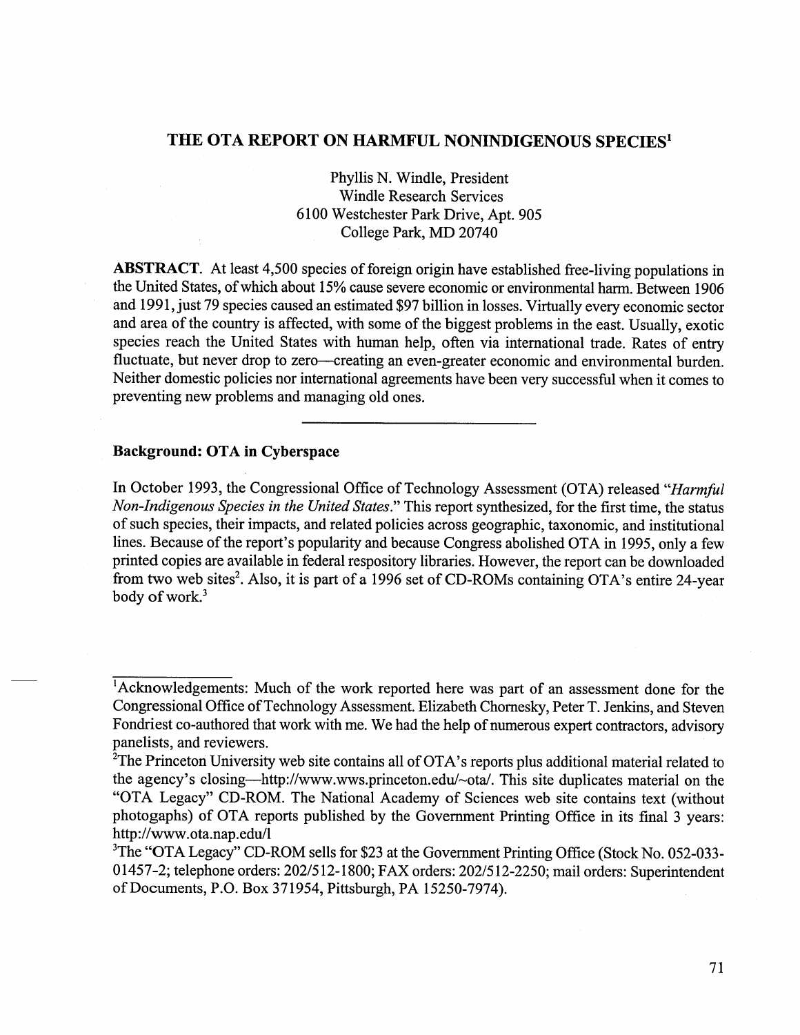# THE OTA REPORT ON HARMFUL NONINDIGENOUS SPECIES[1]

Phyllis N. Windle, President
Windle Research Services
6100 Westchester Park Drive, Apt. 905
College Park, MD 20740

**ABSTRACT.** At least 4,500 species of foreign origin have established free-living populations in the United States, of which about 15% cause severe economic or environmental harm. Between 1906 and 1991, just 79 species caused an estimated $97 billion in losses. Virtually every economic sector and area of the country is affected, with some of the biggest problems in the east. Usually, exotic species reach the United States with human help, often via international trade. Rates of entry fluctuate, but never drop to zero—creating an even-greater economic and environmental burden. Neither domestic policies nor international agreements have been very successful when it comes to preventing new problems and managing old ones.

---

## Background: OTA in Cyberspace

In October 1993, the Congressional Office of Technology Assessment (OTA) released "*Harmful Non-Indigenous Species in the United States*." This report synthesized, for the first time, the status of such species, their impacts, and related policies across geographic, taxonomic, and institutional lines. Because of the report's popularity and because Congress abolished OTA in 1995, only a few printed copies are available in federal respository libraries. However, the report can be downloaded from two web sites[2]. Also, it is part of a 1996 set of CD-ROMs containing OTA's entire 24-year body of work.[3]

---

[1]Acknowledgements: Much of the work reported here was part of an assessment done for the Congressional Office of Technology Assessment. Elizabeth Chornesky, Peter T. Jenkins, and Steven Fondriest co-authored that work with me. We had the help of numerous expert contractors, advisory panelists, and reviewers.

[2]The Princeton University web site contains all of OTA's reports plus additional material related to the agency's closing—http://www.wws.princeton.edu/~ota/. This site duplicates material on the "OTA Legacy" CD-ROM. The National Academy of Sciences web site contains text (without photographs) of OTA reports published by the Government Printing Office in its final 3 years: http://www.ota.nap.edu/l

[3]The "OTA Legacy" CD-ROM sells for $23 at the Government Printing Office (Stock No. 052-033-01457-2; telephone orders: 202/512-1800; FAX orders: 202/512-2250; mail orders: Superintendent of Documents, P.O. Box 371954, Pittsburgh, PA 15250-7974).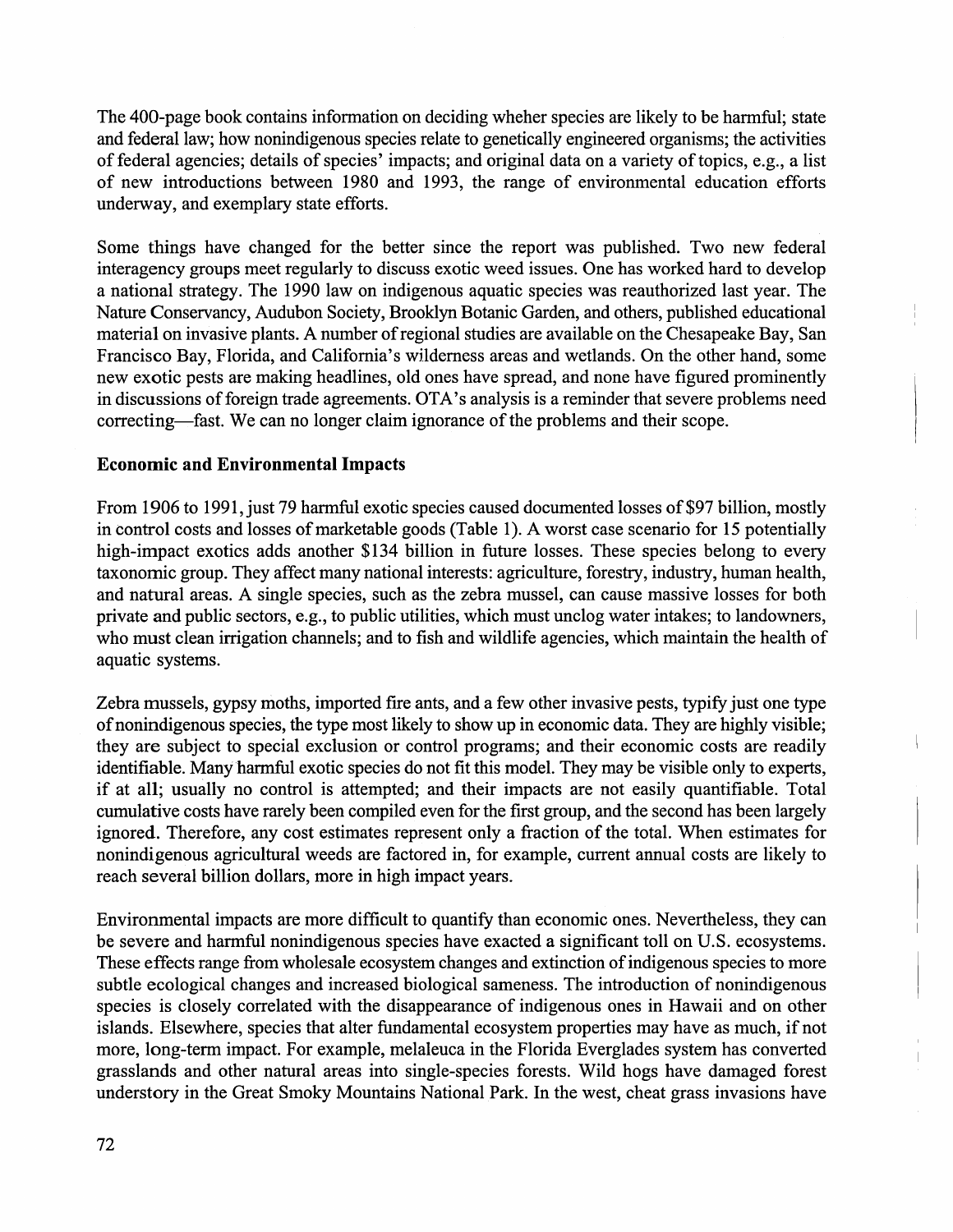The 400-page book contains information on deciding wheher species are likely to be harmful; state and federal law; how nonindigenous species relate to genetically engineered organisms; the activities of federal agencies; details of species' impacts; and original data on a variety of topics, e.g., a list of new introductions between 1980 and 1993, the range of environmental education efforts underway, and exemplary state efforts.

Some things have changed for the better since the report was published. Two new federal interagency groups meet regularly to discuss exotic weed issues. One has worked hard to develop a national strategy. The 1990 law on indigenous aquatic species was reauthorized last year. The Nature Conservancy, Audubon Society, Brooklyn Botanic Garden, and others, published educational material on invasive plants. A number of regional studies are available on the Chesapeake Bay, San Francisco Bay, Florida, and California's wilderness areas and wetlands. On the other hand, some new exotic pests are making headlines, old ones have spread, and none have figured prominently in discussions of foreign trade agreements. OTA's analysis is a reminder that severe problems need correcting—fast. We can no longer claim ignorance of the problems and their scope.

## Economic and Environmental Impacts

From 1906 to 1991, just 79 harmful exotic species caused documented losses of $97 billion, mostly in control costs and losses of marketable goods (Table 1). A worst case scenario for 15 potentially high-impact exotics adds another $134 billion in future losses. These species belong to every taxonomic group. They affect many national interests: agriculture, forestry, industry, human health, and natural areas. A single species, such as the zebra mussel, can cause massive losses for both private and public sectors, e.g., to public utilities, which must unclog water intakes; to landowners, who must clean irrigation channels; and to fish and wildlife agencies, which maintain the health of aquatic systems.

Zebra mussels, gypsy moths, imported fire ants, and a few other invasive pests, typify just one type of nonindigenous species, the type most likely to show up in economic data. They are highly visible; they are subject to special exclusion or control programs; and their economic costs are readily identifiable. Many harmful exotic species do not fit this model. They may be visible only to experts, if at all; usually no control is attempted; and their impacts are not easily quantifiable. Total cumulative costs have rarely been compiled even for the first group, and the second has been largely ignored. Therefore, any cost estimates represent only a fraction of the total. When estimates for nonindigenous agricultural weeds are factored in, for example, current annual costs are likely to reach several billion dollars, more in high impact years.

Environmental impacts are more difficult to quantify than economic ones. Nevertheless, they can be severe and harmful nonindigenous species have exacted a significant toll on U.S. ecosystems. These effects range from wholesale ecosystem changes and extinction of indigenous species to more subtle ecological changes and increased biological sameness. The introduction of nonindigenous species is closely correlated with the disappearance of indigenous ones in Hawaii and on other islands. Elsewhere, species that alter fundamental ecosystem properties may have as much, if not more, long-term impact. For example, melaleuca in the Florida Everglades system has converted grasslands and other natural areas into single-species forests. Wild hogs have damaged forest understory in the Great Smoky Mountains National Park. In the west, cheat grass invasions have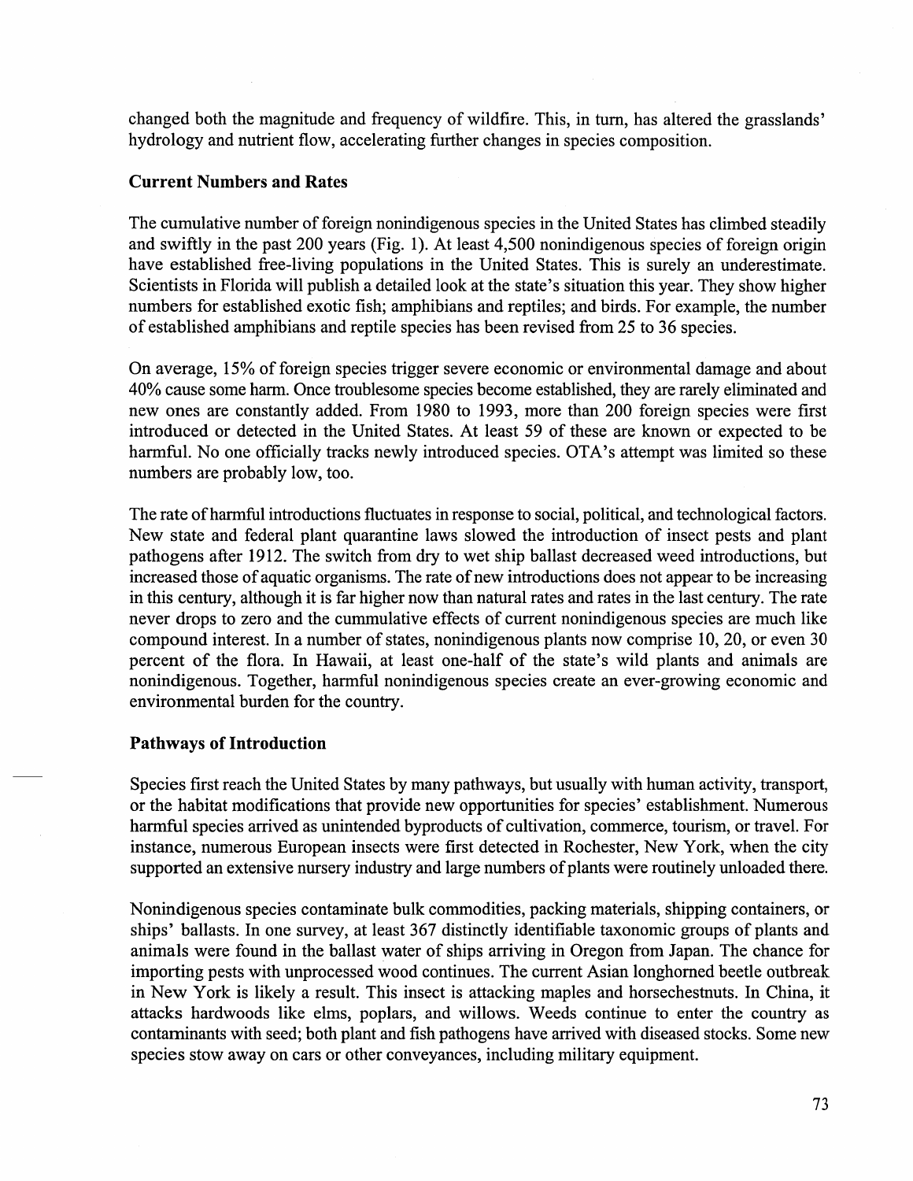changed both the magnitude and frequency of wildfire. This, in turn, has altered the grasslands' hydrology and nutrient flow, accelerating further changes in species composition.

### Current Numbers and Rates

The cumulative number of foreign nonindigenous species in the United States has climbed steadily and swiftly in the past 200 years (Fig. 1). At least 4,500 nonindigenous species of foreign origin have established free-living populations in the United States. This is surely an underestimate. Scientists in Florida will publish a detailed look at the state's situation this year. They show higher numbers for established exotic fish; amphibians and reptiles; and birds. For example, the number of established amphibians and reptile species has been revised from 25 to 36 species.

On average, 15% of foreign species trigger severe economic or environmental damage and about 40% cause some harm. Once troublesome species become established, they are rarely eliminated and new ones are constantly added. From 1980 to 1993, more than 200 foreign species were first introduced or detected in the United States. At least 59 of these are known or expected to be harmful. No one officially tracks newly introduced species. OTA's attempt was limited so these numbers are probably low, too.

The rate of harmful introductions fluctuates in response to social, political, and technological factors. New state and federal plant quarantine laws slowed the introduction of insect pests and plant pathogens after 1912. The switch from dry to wet ship ballast decreased weed introductions, but increased those of aquatic organisms. The rate of new introductions does not appear to be increasing in this century, although it is far higher now than natural rates and rates in the last century. The rate never drops to zero and the cummulative effects of current nonindigenous species are much like compound interest. In a number of states, nonindigenous plants now comprise 10, 20, or even 30 percent of the flora. In Hawaii, at least one-half of the state's wild plants and animals are nonindigenous. Together, harmful nonindigenous species create an ever-growing economic and environmental burden for the country.

### Pathways of Introduction

Species first reach the United States by many pathways, but usually with human activity, transport, or the habitat modifications that provide new opportunities for species' establishment. Numerous harmful species arrived as unintended byproducts of cultivation, commerce, tourism, or travel. For instance, numerous European insects were first detected in Rochester, New York, when the city supported an extensive nursery industry and large numbers of plants were routinely unloaded there.

Nonindigenous species contaminate bulk commodities, packing materials, shipping containers, or ships' ballasts. In one survey, at least 367 distinctly identifiable taxonomic groups of plants and animals were found in the ballast water of ships arriving in Oregon from Japan. The chance for importing pests with unprocessed wood continues. The current Asian longhorned beetle outbreak in New York is likely a result. This insect is attacking maples and horsechestnuts. In China, it attacks hardwoods like elms, poplars, and willows. Weeds continue to enter the country as contaminants with seed; both plant and fish pathogens have arrived with diseased stocks. Some new species stow away on cars or other conveyances, including military equipment.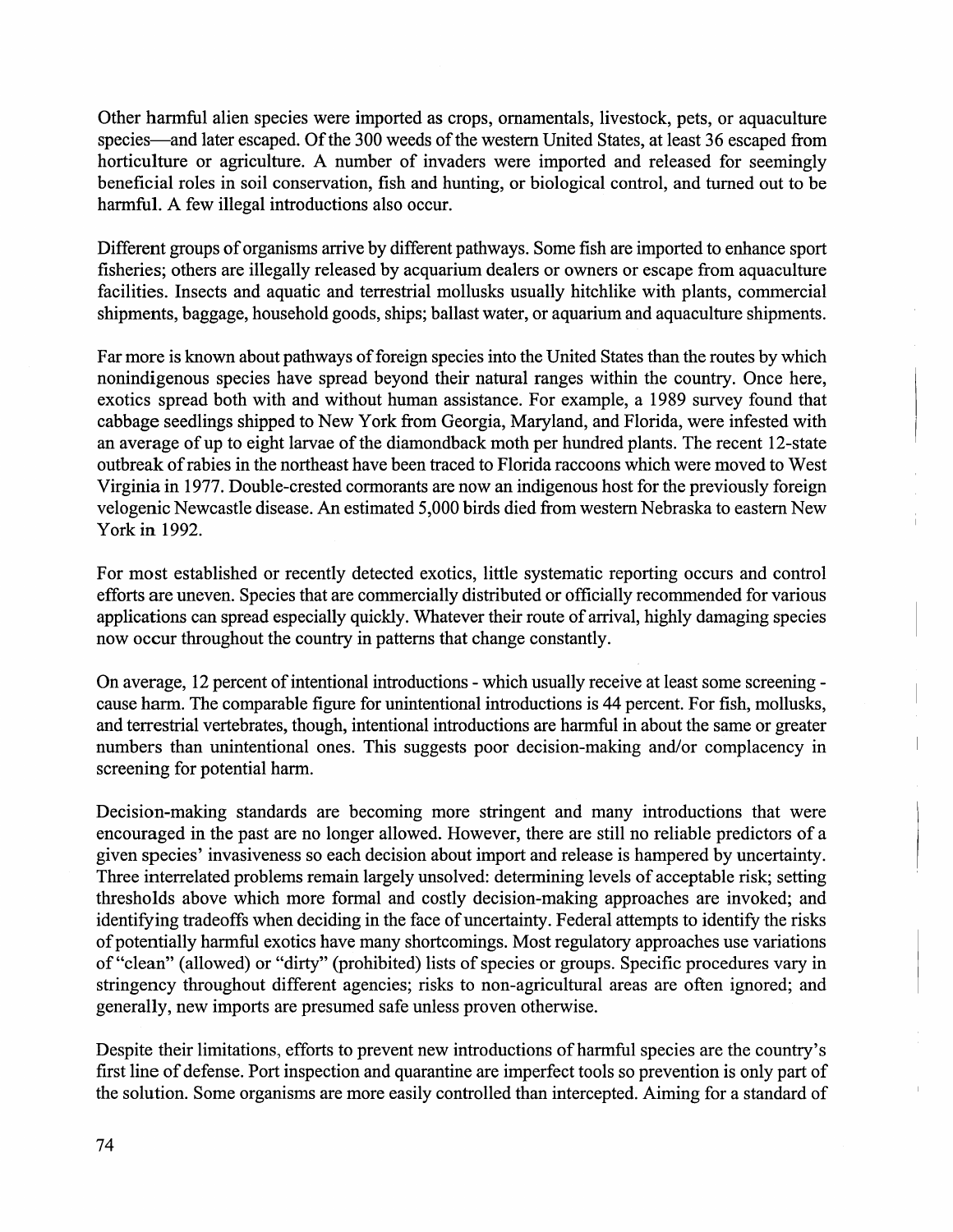Other harmful alien species were imported as crops, ornamentals, livestock, pets, or aquaculture species—and later escaped. Of the 300 weeds of the western United States, at least 36 escaped from horticulture or agriculture. A number of invaders were imported and released for seemingly beneficial roles in soil conservation, fish and hunting, or biological control, and turned out to be harmful. A few illegal introductions also occur.

Different groups of organisms arrive by different pathways. Some fish are imported to enhance sport fisheries; others are illegally released by acquarium dealers or owners or escape from aquaculture facilities. Insects and aquatic and terrestrial mollusks usually hitchlike with plants, commercial shipments, baggage, household goods, ships; ballast water, or aquarium and aquaculture shipments.

Far more is known about pathways of foreign species into the United States than the routes by which nonindigenous species have spread beyond their natural ranges within the country. Once here, exotics spread both with and without human assistance. For example, a 1989 survey found that cabbage seedlings shipped to New York from Georgia, Maryland, and Florida, were infested with an average of up to eight larvae of the diamondback moth per hundred plants. The recent 12-state outbreak of rabies in the northeast have been traced to Florida raccoons which were moved to West Virginia in 1977. Double-crested cormorants are now an indigenous host for the previously foreign velogenic Newcastle disease. An estimated 5,000 birds died from western Nebraska to eastern New York in 1992.

For most established or recently detected exotics, little systematic reporting occurs and control efforts are uneven. Species that are commercially distributed or officially recommended for various applications can spread especially quickly. Whatever their route of arrival, highly damaging species now occur throughout the country in patterns that change constantly.

On average, 12 percent of intentional introductions - which usually receive at least some screening - cause harm. The comparable figure for unintentional introductions is 44 percent. For fish, mollusks, and terrestrial vertebrates, though, intentional introductions are harmful in about the same or greater numbers than unintentional ones. This suggests poor decision-making and/or complacency in screening for potential harm.

Decision-making standards are becoming more stringent and many introductions that were encouraged in the past are no longer allowed. However, there are still no reliable predictors of a given species' invasiveness so each decision about import and release is hampered by uncertainty. Three interrelated problems remain largely unsolved: determining levels of acceptable risk; setting thresholds above which more formal and costly decision-making approaches are invoked; and identifying tradeoffs when deciding in the face of uncertainty. Federal attempts to identify the risks of potentially harmful exotics have many shortcomings. Most regulatory approaches use variations of "clean" (allowed) or "dirty" (prohibited) lists of species or groups. Specific procedures vary in stringency throughout different agencies; risks to non-agricultural areas are often ignored; and generally, new imports are presumed safe unless proven otherwise.

Despite their limitations, efforts to prevent new introductions of harmful species are the country's first line of defense. Port inspection and quarantine are imperfect tools so prevention is only part of the solution. Some organisms are more easily controlled than intercepted. Aiming for a standard of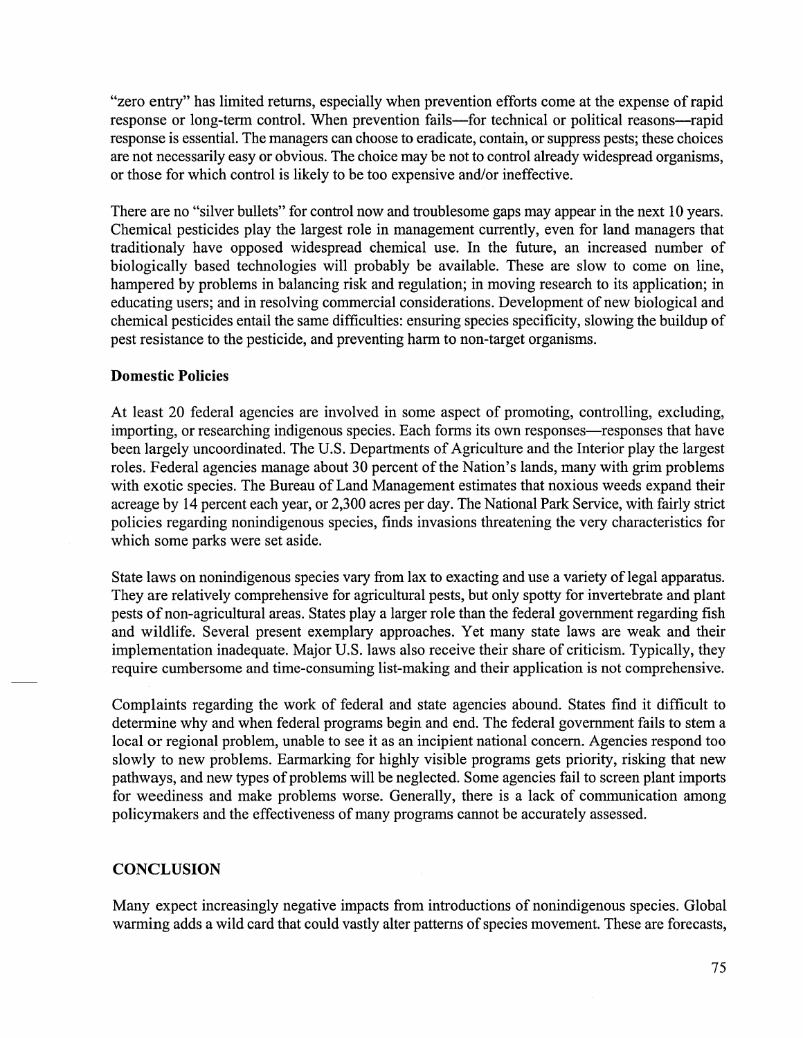"zero entry" has limited returns, especially when prevention efforts come at the expense of rapid response or long-term control. When prevention fails—for technical or political reasons—rapid response is essential. The managers can choose to eradicate, contain, or suppress pests; these choices are not necessarily easy or obvious. The choice may be not to control already widespread organisms, or those for which control is likely to be too expensive and/or ineffective.

There are no "silver bullets" for control now and troublesome gaps may appear in the next 10 years. Chemical pesticides play the largest role in management currently, even for land managers that traditionaly have opposed widespread chemical use. In the future, an increased number of biologically based technologies will probably be available. These are slow to come on line, hampered by problems in balancing risk and regulation; in moving research to its application; in educating users; and in resolving commercial considerations. Development of new biological and chemical pesticides entail the same difficulties: ensuring species specificity, slowing the buildup of pest resistance to the pesticide, and preventing harm to non-target organisms.

### Domestic Policies

At least 20 federal agencies are involved in some aspect of promoting, controlling, excluding, importing, or researching indigenous species. Each forms its own responses—responses that have been largely uncoordinated. The U.S. Departments of Agriculture and the Interior play the largest roles. Federal agencies manage about 30 percent of the Nation's lands, many with grim problems with exotic species. The Bureau of Land Management estimates that noxious weeds expand their acreage by 14 percent each year, or 2,300 acres per day. The National Park Service, with fairly strict policies regarding nonindigenous species, finds invasions threatening the very characteristics for which some parks were set aside.

State laws on nonindigenous species vary from lax to exacting and use a variety of legal apparatus. They are relatively comprehensive for agricultural pests, but only spotty for invertebrate and plant pests of non-agricultural areas. States play a larger role than the federal government regarding fish and wildlife. Several present exemplary approaches. Yet many state laws are weak and their implementation inadequate. Major U.S. laws also receive their share of criticism. Typically, they require cumbersome and time-consuming list-making and their application is not comprehensive.

Complaints regarding the work of federal and state agencies abound. States find it difficult to determine why and when federal programs begin and end. The federal government fails to stem a local or regional problem, unable to see it as an incipient national concern. Agencies respond too slowly to new problems. Earmarking for highly visible programs gets priority, risking that new pathways, and new types of problems will be neglected. Some agencies fail to screen plant imports for weediness and make problems worse. Generally, there is a lack of communication among policymakers and the effectiveness of many programs cannot be accurately assessed.

## CONCLUSION

Many expect increasingly negative impacts from introductions of nonindigenous species. Global warming adds a wild card that could vastly alter patterns of species movement. These are forecasts,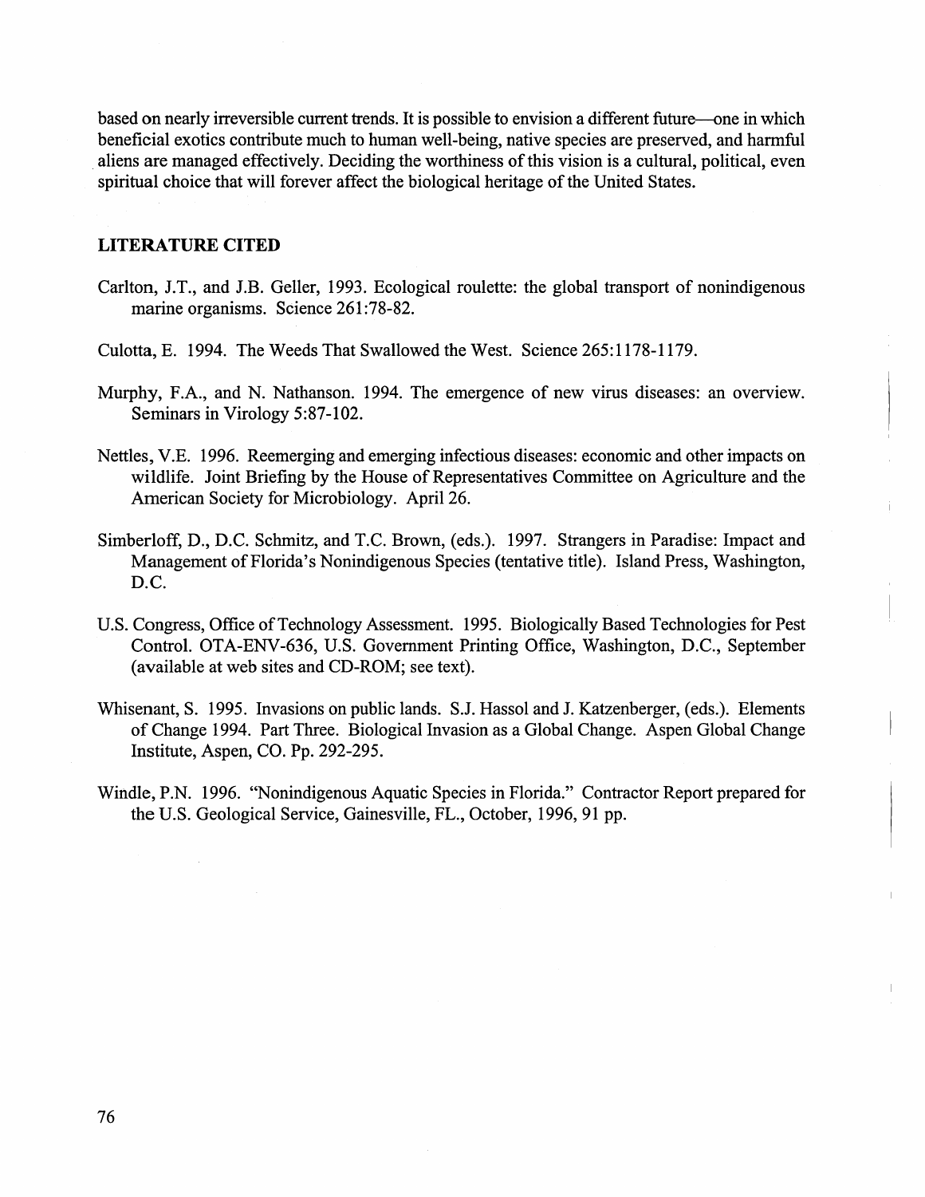based on nearly irreversible current trends. It is possible to envision a different future—one in which beneficial exotics contribute much to human well-being, native species are preserved, and harmful aliens are managed effectively. Deciding the worthiness of this vision is a cultural, political, even spiritual choice that will forever affect the biological heritage of the United States.

## LITERATURE CITED

Carlton, J.T., and J.B. Geller, 1993. Ecological roulette: the global transport of nonindigenous marine organisms. Science 261:78-82.

Culotta, E. 1994. The Weeds That Swallowed the West. Science 265:1178-1179.

Murphy, F.A., and N. Nathanson. 1994. The emergence of new virus diseases: an overview. Seminars in Virology 5:87-102.

Nettles, V.E. 1996. Reemerging and emerging infectious diseases: economic and other impacts on wildlife. Joint Briefing by the House of Representatives Committee on Agriculture and the American Society for Microbiology. April 26.

Simberloff, D., D.C. Schmitz, and T.C. Brown, (eds.). 1997. Strangers in Paradise: Impact and Management of Florida's Nonindigenous Species (tentative title). Island Press, Washington, D.C.

U.S. Congress, Office of Technology Assessment. 1995. Biologically Based Technologies for Pest Control. OTA-ENV-636, U.S. Government Printing Office, Washington, D.C., September (available at web sites and CD-ROM; see text).

Whisenant, S. 1995. Invasions on public lands. S.J. Hassol and J. Katzenberger, (eds.). Elements of Change 1994. Part Three. Biological Invasion as a Global Change. Aspen Global Change Institute, Aspen, CO. Pp. 292-295.

Windle, P.N. 1996. "Nonindigenous Aquatic Species in Florida." Contractor Report prepared for the U.S. Geological Service, Gainesville, FL., October, 1996, 91 pp.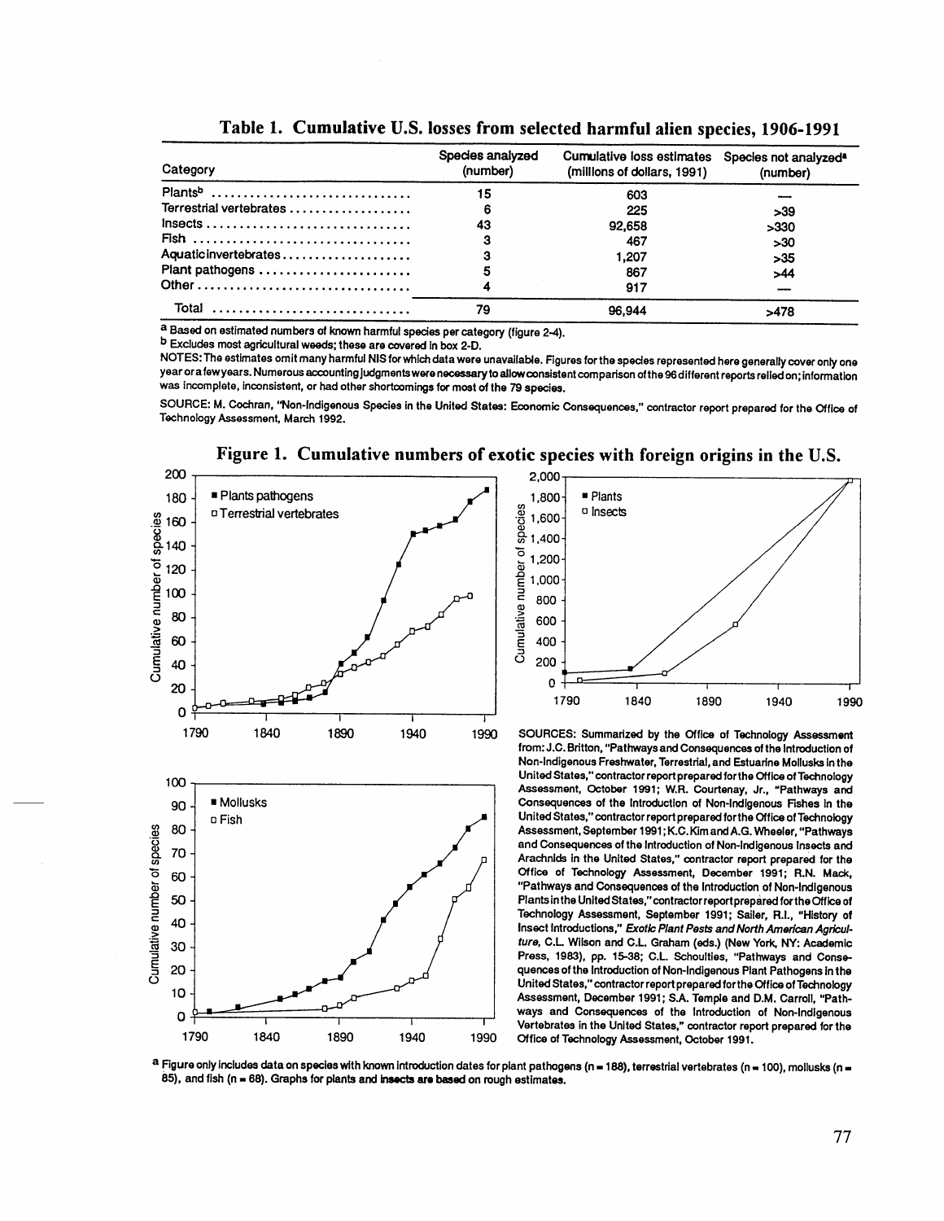## Table 1. Cumulative U.S. losses from selected harmful alien species, 1906-1991

| Category | Species analyzed (number) | Cumulative loss estimates (millions of dollars, 1991) | Species not analyzed[a] (number) |
|---|---|---|---|
| Plants[b] | 15 | 603 | — |
| Terrestrial vertebrates | 6 | 225 | >39 |
| Insects | 43 | 92,658 | >330 |
| Fish | 3 | 467 | >30 |
| Aquatic invertebrates | 3 | 1,207 | >35 |
| Plant pathogens | 5 | 867 | >44 |
| Other | 4 | 917 | — |
| Total | 79 | 96,944 | >478 |

[a] Based on estimated numbers of known harmful species per category (figure 2-4).

[b] Excludes most agricultural weeds; these are covered in box 2-D.

NOTES: The estimates omit many harmful NIS for which data were unavailable. Figures for the species represented here generally cover only one year or a few years. Numerous accounting judgments were necessary to allow consistent comparison of the 96 different reports relied on; information was incomplete, inconsistent, or had other shortcomings for most of the 79 species.

SOURCE: M. Cochran, "Non-Indigenous Species in the United States: Economic Consequences," contractor report prepared for the Office of Technology Assessment, March 1992.

## Figure 1. Cumulative numbers of exotic species with foreign origins in the U.S.

■ Plants pathogens
□ Terrestrial vertebrates
Cumulative number of species
0, 20, 40, 60, 80, 100, 120, 140, 160, 180, 200
1790, 1840, 1890, 1940, 1990

■ Plants
□ Insects
Cumulative number of species
0, 200, 400, 600, 800, 1,000, 1,200, 1,400, 1,600, 1,800, 2,000
1790, 1840, 1890, 1940, 1990

■ Mollusks
□ Fish
Cumulative number of species
0, 10, 20, 30, 40, 50, 60, 70, 80, 90, 100
1790, 1840, 1890, 1940, 1990

SOURCES: Summarized by the Office of Technology Assessment from: J.C. Britton, "Pathways and Consequences of the Introduction of Non-Indigenous Freshwater, Terrestrial, and Estuarine Mollusks in the United States," contractor report prepared for the Office of Technology Assessment, October 1991; W.R. Courtenay, Jr., "Pathways and Consequences of the Introduction of Non-Indigenous Fishes in the United States," contractor report prepared for the Office of Technology Assessment, September 1991; K.C. Kim and A.G. Wheeler, "Pathways and Consequences of the Introduction of Non-Indigenous Insects and Arachnids in the United States," contractor report prepared for the Office of Technology Assessment, December 1991; R.N. Mack, "Pathways and Consequences of the Introduction of Non-Indigenous Plants in the United States," contractor report prepared for the Office of Technology Assessment, September 1991; Sailer, R.I., "History of Insect Introductions," *Exotic Plant Pests and North American Agriculture*, C.L. Wilson and C.L. Graham (eds.) (New York, NY: Academic Press, 1983), pp. 15-38; C.L. Schoulties, "Pathways and Consequences of the Introduction of Non-Indigenous Plant Pathogens in the United States," contractor report prepared for the Office of Technology Assessment, December 1991; S.A. Temple and D.M. Carroll, "Pathways and Consequences of the Introduction of Non-Indigenous Vertebrates in the United States," contractor report prepared for the Office of Technology Assessment, October 1991.

[a] Figure only includes data on species with known introduction dates for plant pathogens (n = 188), terrestrial vertebrates (n = 100), mollusks (n = 85), and fish (n = 68). Graphs for plants and insects are based on rough estimates.